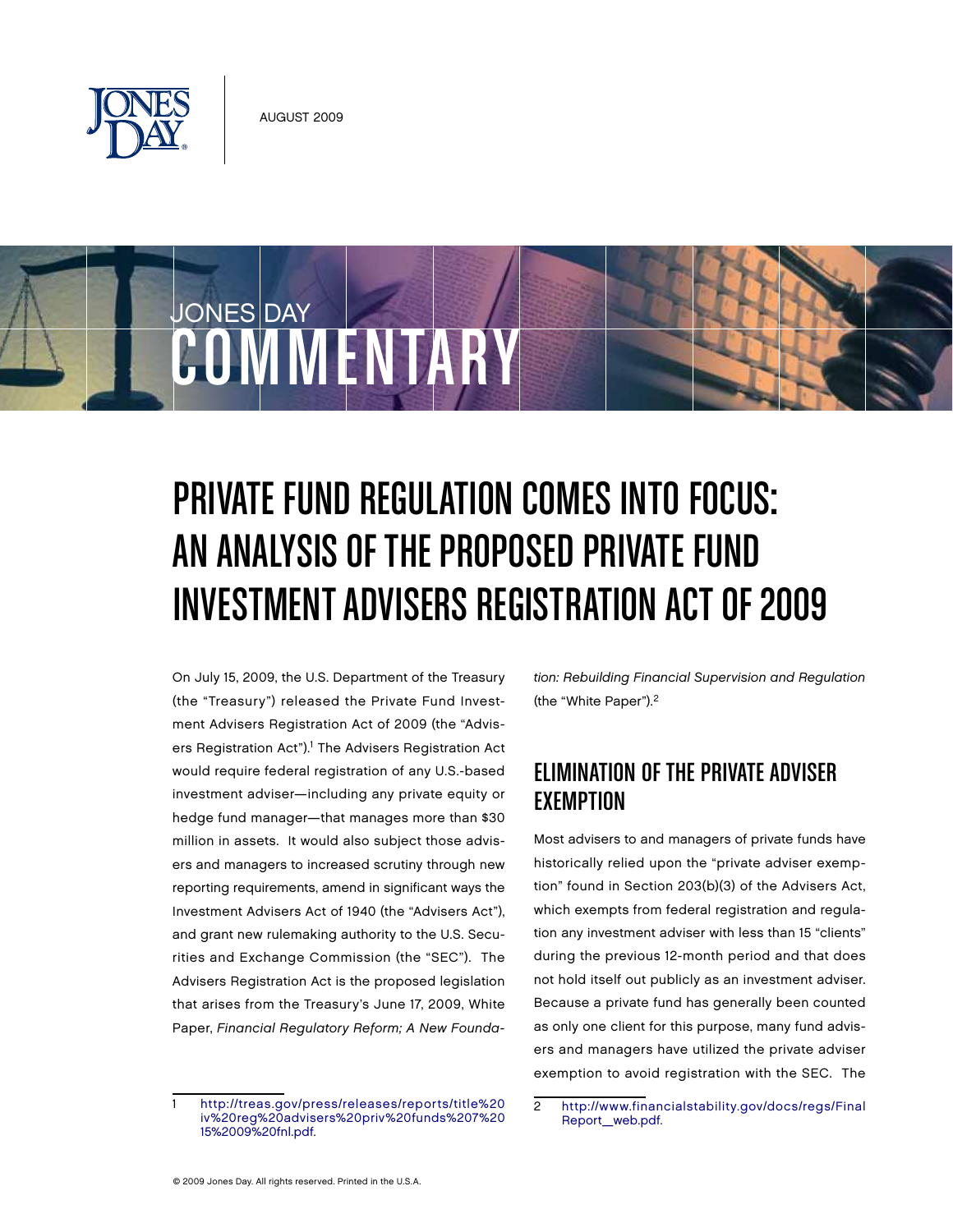AUGUST 2009

JONES DAY

COMMENTARY

# PRIVATE FUND REGULATION COMES INTO FOCUS: AN ANALYSIS OF THE PROPOSED PRIVATE FUND INVESTMENT ADVISERS REGISTRATION ACT OF 2009

On July 15, 2009, the U.S. Department of the Treasury (the "Treasury") released the Private Fund Investment Advisers Registration Act of 2009 (the "Advisers Registration Act").[1] The Advisers Registration Act would require federal registration of any U.S.-based investment adviser—including any private equity or hedge fund manager—that manages more than $30 million in assets. It would also subject those advisers and managers to increased scrutiny through new reporting requirements, amend in significant ways the Investment Advisers Act of 1940 (the "Advisers Act"), and grant new rulemaking authority to the U.S. Securities and Exchange Commission (the "SEC"). The Advisers Registration Act is the proposed legislation that arises from the Treasury's June 17, 2009, White Paper, *Financial Regulatory Reform; A New Foundation: Rebuilding Financial Supervision and Regulation* (the "White Paper").[2]

## ELIMINATION OF THE PRIVATE ADVISER EXEMPTION

Most advisers to and managers of private funds have historically relied upon the "private adviser exemption" found in Section 203(b)(3) of the Advisers Act, which exempts from federal registration and regulation any investment adviser with less than 15 "clients" during the previous 12-month period and that does not hold itself out publicly as an investment adviser. Because a private fund has generally been counted as only one client for this purpose, many fund advisers and managers have utilized the private adviser exemption to avoid registration with the SEC. The

1 http://treas.gov/press/releases/reports/title%20iv%20reg%20advisers%20priv%20funds%207%2015%2009%20fnl.pdf.

2 http://www.financialstability.gov/docs/regs/FinalReport_web.pdf.

© 2009 Jones Day. All rights reserved. Printed in the U.S.A.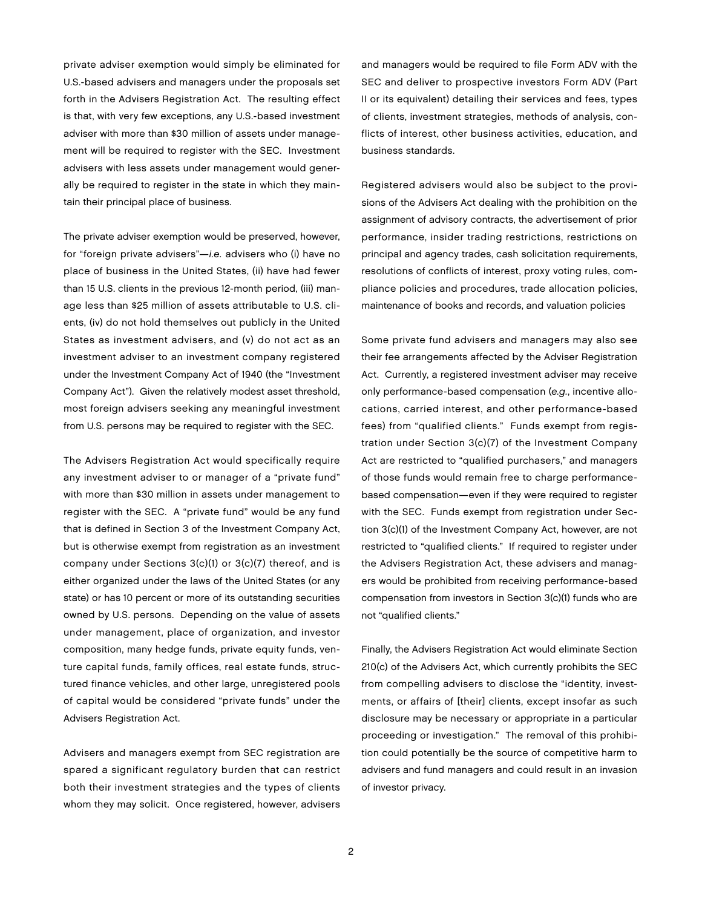private adviser exemption would simply be eliminated for U.S.-based advisers and managers under the proposals set forth in the Advisers Registration Act. The resulting effect is that, with very few exceptions, any U.S.-based investment adviser with more than $30 million of assets under management will be required to register with the SEC. Investment advisers with less assets under management would generally be required to register in the state in which they maintain their principal place of business.

The private adviser exemption would be preserved, however, for "foreign private advisers"—*i.e.* advisers who (i) have no place of business in the United States, (ii) have had fewer than 15 U.S. clients in the previous 12-month period, (iii) manage less than $25 million of assets attributable to U.S. clients, (iv) do not hold themselves out publicly in the United States as investment advisers, and (v) do not act as an investment adviser to an investment company registered under the Investment Company Act of 1940 (the "Investment Company Act"). Given the relatively modest asset threshold, most foreign advisers seeking any meaningful investment from U.S. persons may be required to register with the SEC.

The Advisers Registration Act would specifically require any investment adviser to or manager of a "private fund" with more than $30 million in assets under management to register with the SEC. A "private fund" would be any fund that is defined in Section 3 of the Investment Company Act, but is otherwise exempt from registration as an investment company under Sections 3(c)(1) or 3(c)(7) thereof, and is either organized under the laws of the United States (or any state) or has 10 percent or more of its outstanding securities owned by U.S. persons. Depending on the value of assets under management, place of organization, and investor composition, many hedge funds, private equity funds, venture capital funds, family offices, real estate funds, structured finance vehicles, and other large, unregistered pools of capital would be considered "private funds" under the Advisers Registration Act.

Advisers and managers exempt from SEC registration are spared a significant regulatory burden that can restrict both their investment strategies and the types of clients whom they may solicit. Once registered, however, advisers and managers would be required to file Form ADV with the SEC and deliver to prospective investors Form ADV (Part II or its equivalent) detailing their services and fees, types of clients, investment strategies, methods of analysis, conflicts of interest, other business activities, education, and business standards.

Registered advisers would also be subject to the provisions of the Advisers Act dealing with the prohibition on the assignment of advisory contracts, the advertisement of prior performance, insider trading restrictions, restrictions on principal and agency trades, cash solicitation requirements, resolutions of conflicts of interest, proxy voting rules, compliance policies and procedures, trade allocation policies, maintenance of books and records, and valuation policies

Some private fund advisers and managers may also see their fee arrangements affected by the Adviser Registration Act. Currently, a registered investment adviser may receive only performance-based compensation (*e.g.*, incentive allocations, carried interest, and other performance-based fees) from "qualified clients." Funds exempt from registration under Section 3(c)(7) of the Investment Company Act are restricted to "qualified purchasers," and managers of those funds would remain free to charge performance-based compensation—even if they were required to register with the SEC. Funds exempt from registration under Section 3(c)(1) of the Investment Company Act, however, are not restricted to "qualified clients." If required to register under the Advisers Registration Act, these advisers and managers would be prohibited from receiving performance-based compensation from investors in Section 3(c)(1) funds who are not "qualified clients."

Finally, the Advisers Registration Act would eliminate Section 210(c) of the Advisers Act, which currently prohibits the SEC from compelling advisers to disclose the "identity, investments, or affairs of [their] clients, except insofar as such disclosure may be necessary or appropriate in a particular proceeding or investigation." The removal of this prohibition could potentially be the source of competitive harm to advisers and fund managers and could result in an invasion of investor privacy.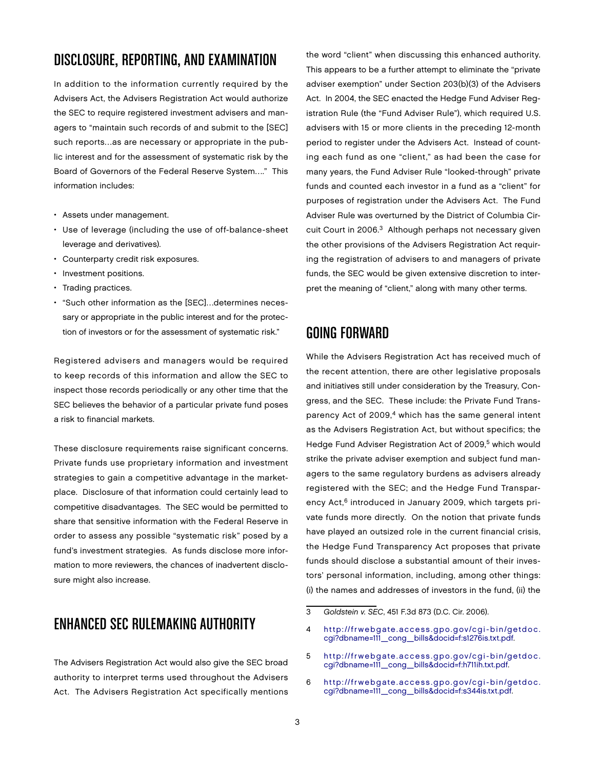## DISCLOSURE, REPORTING, AND EXAMINATION

In addition to the information currently required by the Advisers Act, the Advisers Registration Act would authorize the SEC to require registered investment advisers and managers to "maintain such records of and submit to the [SEC] such reports…as are necessary or appropriate in the public interest and for the assessment of systematic risk by the Board of Governors of the Federal Reserve System…." This information includes:

- Assets under management.
- Use of leverage (including the use of off-balance-sheet leverage and derivatives).
- Counterparty credit risk exposures.
- Investment positions.
- Trading practices.
- "Such other information as the [SEC]…determines necessary or appropriate in the public interest and for the protection of investors or for the assessment of systematic risk."

Registered advisers and managers would be required to keep records of this information and allow the SEC to inspect those records periodically or any other time that the SEC believes the behavior of a particular private fund poses a risk to financial markets.

These disclosure requirements raise significant concerns. Private funds use proprietary information and investment strategies to gain a competitive advantage in the marketplace. Disclosure of that information could certainly lead to competitive disadvantages. The SEC would be permitted to share that sensitive information with the Federal Reserve in order to assess any possible "systematic risk" posed by a fund's investment strategies. As funds disclose more information to more reviewers, the chances of inadvertent disclosure might also increase.

## ENHANCED SEC RULEMAKING AUTHORITY

The Advisers Registration Act would also give the SEC broad authority to interpret terms used throughout the Advisers Act. The Advisers Registration Act specifically mentions the word "client" when discussing this enhanced authority. This appears to be a further attempt to eliminate the "private adviser exemption" under Section 203(b)(3) of the Advisers Act. In 2004, the SEC enacted the Hedge Fund Adviser Registration Rule (the "Fund Adviser Rule"), which required U.S. advisers with 15 or more clients in the preceding 12-month period to register under the Advisers Act. Instead of counting each fund as one "client," as had been the case for many years, the Fund Adviser Rule "looked-through" private funds and counted each investor in a fund as a "client" for purposes of registration under the Advisers Act. The Fund Adviser Rule was overturned by the District of Columbia Circuit Court in 2006.[3] Although perhaps not necessary given the other provisions of the Advisers Registration Act requiring the registration of advisers to and managers of private funds, the SEC would be given extensive discretion to interpret the meaning of "client," along with many other terms.

## GOING FORWARD

While the Advisers Registration Act has received much of the recent attention, there are other legislative proposals and initiatives still under consideration by the Treasury, Congress, and the SEC. These include: the Private Fund Transparency Act of 2009,[4] which has the same general intent as the Advisers Registration Act, but without specifics; the Hedge Fund Adviser Registration Act of 2009,[5] which would strike the private adviser exemption and subject fund managers to the same regulatory burdens as advisers already registered with the SEC; and the Hedge Fund Transparency Act,[6] introduced in January 2009, which targets private funds more directly. On the notion that private funds have played an outsized role in the current financial crisis, the Hedge Fund Transparency Act proposes that private funds should disclose a substantial amount of their investors' personal information, including, among other things: (i) the names and addresses of investors in the fund, (ii) the

---

3 *Goldstein v. SEC*, 451 F.3d 873 (D.C. Cir. 2006).

4 http://frwebgate.access.gpo.gov/cgi-bin/getdoc.cgi?dbname=111_cong_bills&docid=f:s1276is.txt.pdf.

5 http://frwebgate.access.gpo.gov/cgi-bin/getdoc.cgi?dbname=111_cong_bills&docid=f:h711ih.txt.pdf.

6 http://frwebgate.access.gpo.gov/cgi-bin/getdoc.cgi?dbname=111_cong_bills&docid=f:s344is.txt.pdf.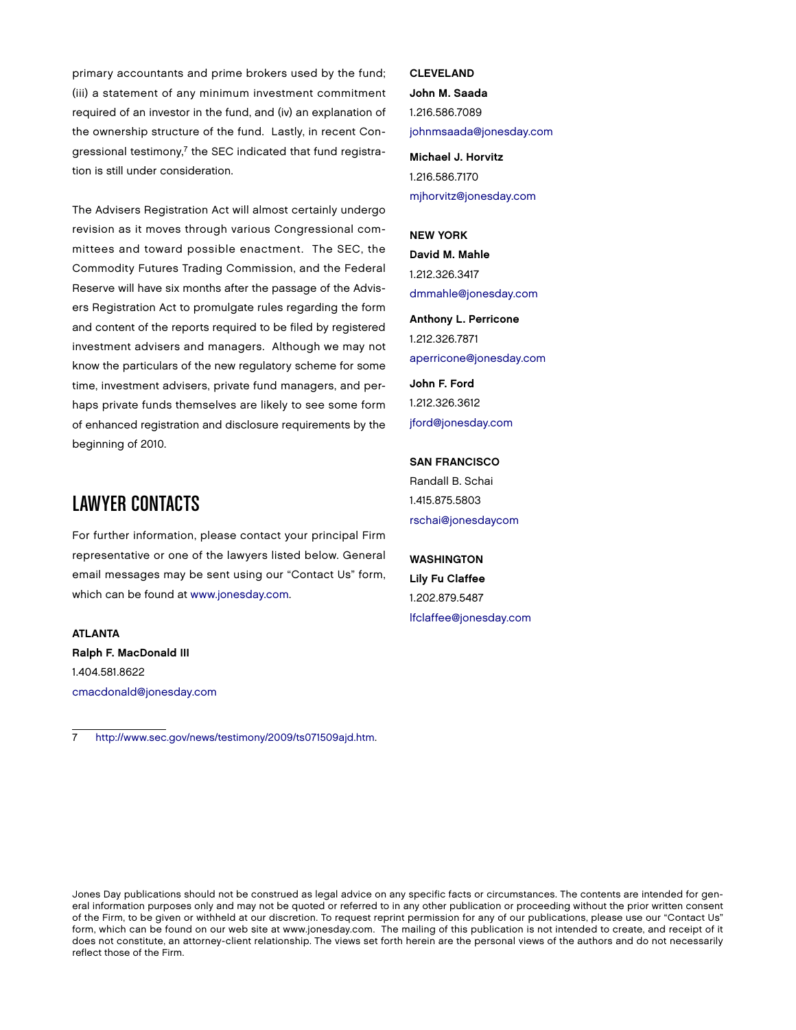primary accountants and prime brokers used by the fund; (iii) a statement of any minimum investment commitment required of an investor in the fund, and (iv) an explanation of the ownership structure of the fund. Lastly, in recent Congressional testimony,[7] the SEC indicated that fund registration is still under consideration.

The Advisers Registration Act will almost certainly undergo revision as it moves through various Congressional committees and toward possible enactment. The SEC, the Commodity Futures Trading Commission, and the Federal Reserve will have six months after the passage of the Advisers Registration Act to promulgate rules regarding the form and content of the reports required to be filed by registered investment advisers and managers. Although we may not know the particulars of the new regulatory scheme for some time, investment advisers, private fund managers, and perhaps private funds themselves are likely to see some form of enhanced registration and disclosure requirements by the beginning of 2010.

## LAWYER CONTACTS

For further information, please contact your principal Firm representative or one of the lawyers listed below. General email messages may be sent using our "Contact Us" form, which can be found at www.jonesday.com.

**ATLANTA**
**Ralph F. MacDonald III**
1.404.581.8622
cmacdonald@jonesday.com

**CLEVELAND**
**John M. Saada**
1.216.586.7089
johnmsaada@jonesday.com

**Michael J. Horvitz**
1.216.586.7170
mjhorvitz@jonesday.com

**NEW YORK**
**David M. Mahle**
1.212.326.3417
dmmahle@jonesday.com

**Anthony L. Perricone**
1.212.326.7871
aperricone@jonesday.com

**John F. Ford**
1.212.326.3612
jford@jonesday.com

**SAN FRANCISCO**
Randall B. Schai
1.415.875.5803
rschai@jonesdaycom

**WASHINGTON**
**Lily Fu Claffee**
1.202.879.5487
lfclaffee@jonesday.com

7 http://www.sec.gov/news/testimony/2009/ts071509ajd.htm.

Jones Day publications should not be construed as legal advice on any specific facts or circumstances. The contents are intended for general information purposes only and may not be quoted or referred to in any other publication or proceeding without the prior written consent of the Firm, to be given or withheld at our discretion. To request reprint permission for any of our publications, please use our "Contact Us" form, which can be found on our web site at www.jonesday.com. The mailing of this publication is not intended to create, and receipt of it does not constitute, an attorney-client relationship. The views set forth herein are the personal views of the authors and do not necessarily reflect those of the Firm.